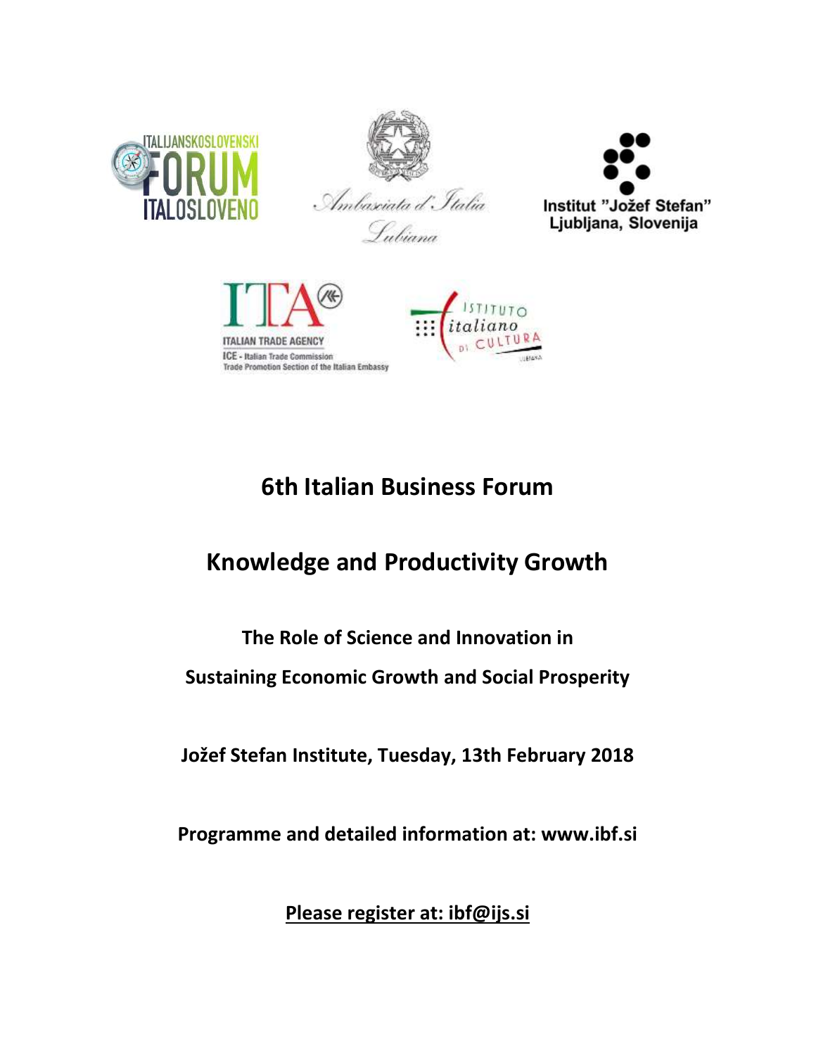ITALIJANSKOSLOVENSKI FORUM ITALOSLOVENO

Ambasciata d'Italia Lubiana

Institut "Jožef Stefan" Ljubljana, Slovenija

ITA ITALIAN TRADE AGENCY
ICE - Italian Trade Commission
Trade Promotion Section of the Italian Embassy

Istituto italiano di Cultura

# 6th Italian Business Forum

## Knowledge and Productivity Growth

**The Role of Science and Innovation in**

**Sustaining Economic Growth and Social Prosperity**

**Jožef Stefan Institute, Tuesday, 13th February 2018**

**Programme and detailed information at: www.ibf.si**

**Please register at: ibf@ijs.si**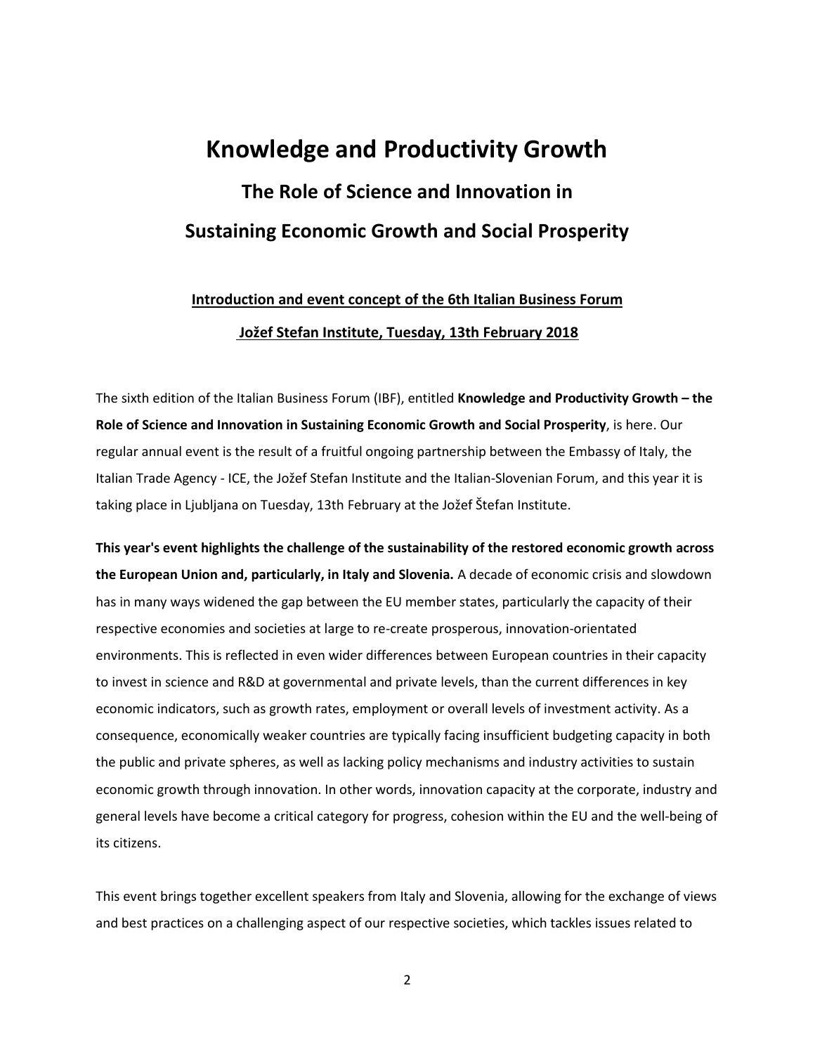# Knowledge and Productivity Growth

## The Role of Science and Innovation in Sustaining Economic Growth and Social Prosperity

**Introduction and event concept of the 6th Italian Business Forum**

**Jožef Stefan Institute, Tuesday, 13th February 2018**

The sixth edition of the Italian Business Forum (IBF), entitled **Knowledge and Productivity Growth – the Role of Science and Innovation in Sustaining Economic Growth and Social Prosperity**, is here. Our regular annual event is the result of a fruitful ongoing partnership between the Embassy of Italy, the Italian Trade Agency - ICE, the Jožef Stefan Institute and the Italian-Slovenian Forum, and this year it is taking place in Ljubljana on Tuesday, 13th February at the Jožef Štefan Institute.

**This year's event highlights the challenge of the sustainability of the restored economic growth across the European Union and, particularly, in Italy and Slovenia.** A decade of economic crisis and slowdown has in many ways widened the gap between the EU member states, particularly the capacity of their respective economies and societies at large to re-create prosperous, innovation-orientated environments. This is reflected in even wider differences between European countries in their capacity to invest in science and R&D at governmental and private levels, than the current differences in key economic indicators, such as growth rates, employment or overall levels of investment activity. As a consequence, economically weaker countries are typically facing insufficient budgeting capacity in both the public and private spheres, as well as lacking policy mechanisms and industry activities to sustain economic growth through innovation. In other words, innovation capacity at the corporate, industry and general levels have become a critical category for progress, cohesion within the EU and the well-being of its citizens.

This event brings together excellent speakers from Italy and Slovenia, allowing for the exchange of views and best practices on a challenging aspect of our respective societies, which tackles issues related to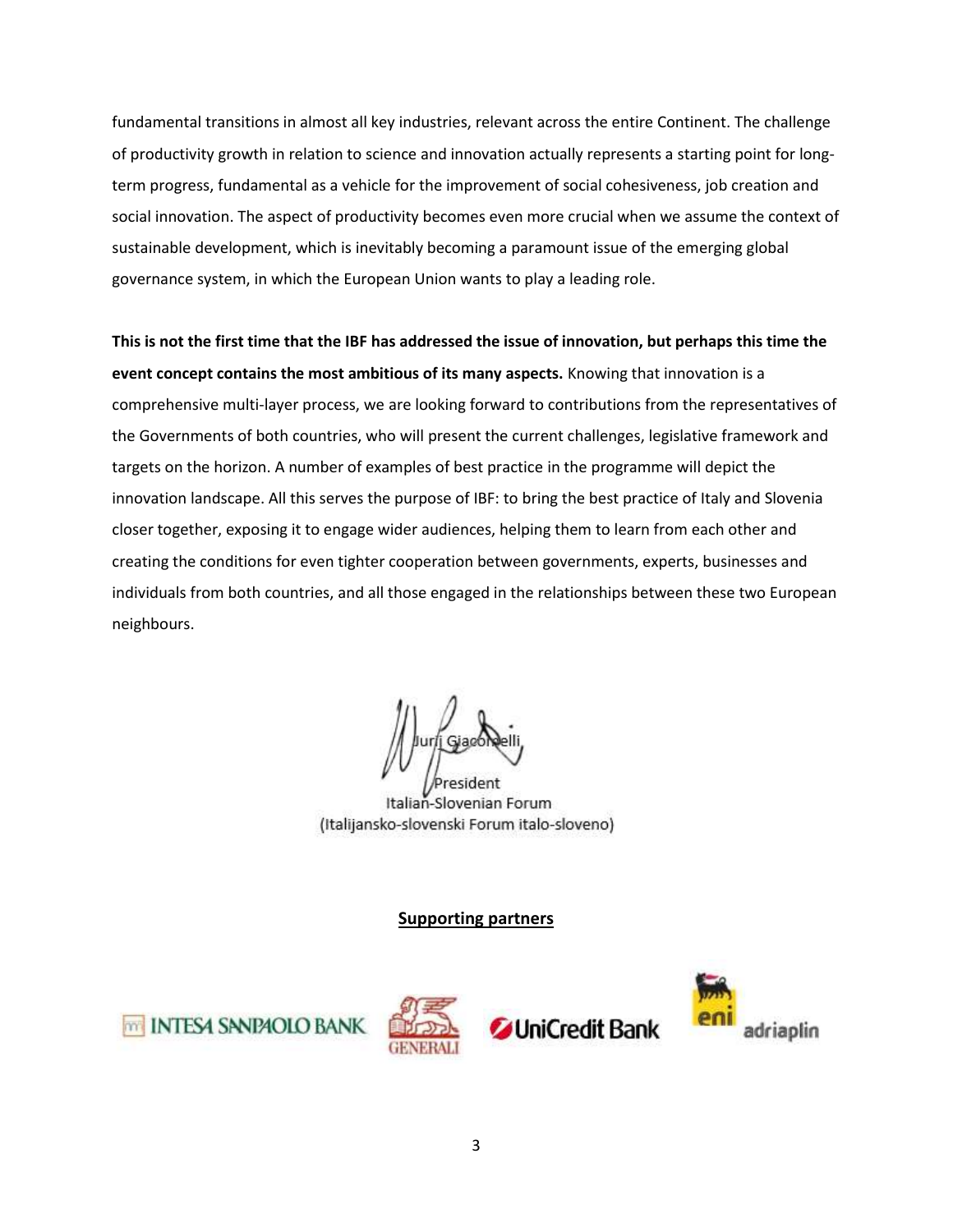fundamental transitions in almost all key industries, relevant across the entire Continent. The challenge of productivity growth in relation to science and innovation actually represents a starting point for long-term progress, fundamental as a vehicle for the improvement of social cohesiveness, job creation and social innovation. The aspect of productivity becomes even more crucial when we assume the context of sustainable development, which is inevitably becoming a paramount issue of the emerging global governance system, in which the European Union wants to play a leading role.

**This is not the first time that the IBF has addressed the issue of innovation, but perhaps this time the event concept contains the most ambitious of its many aspects.** Knowing that innovation is a comprehensive multi-layer process, we are looking forward to contributions from the representatives of the Governments of both countries, who will present the current challenges, legislative framework and targets on the horizon. A number of examples of best practice in the programme will depict the innovation landscape. All this serves the purpose of IBF: to bring the best practice of Italy and Slovenia closer together, exposing it to engage wider audiences, helping them to learn from each other and creating the conditions for even tighter cooperation between governments, experts, businesses and individuals from both countries, and all those engaged in the relationships between these two European neighbours.

Jurij Giacomelli
President
Italian-Slovenian Forum
(Italijansko-slovenski Forum italo-sloveno)

**Supporting partners**

INTESA SANPAOLO BANK    GENERALI    UniCredit Bank    eni adriaplin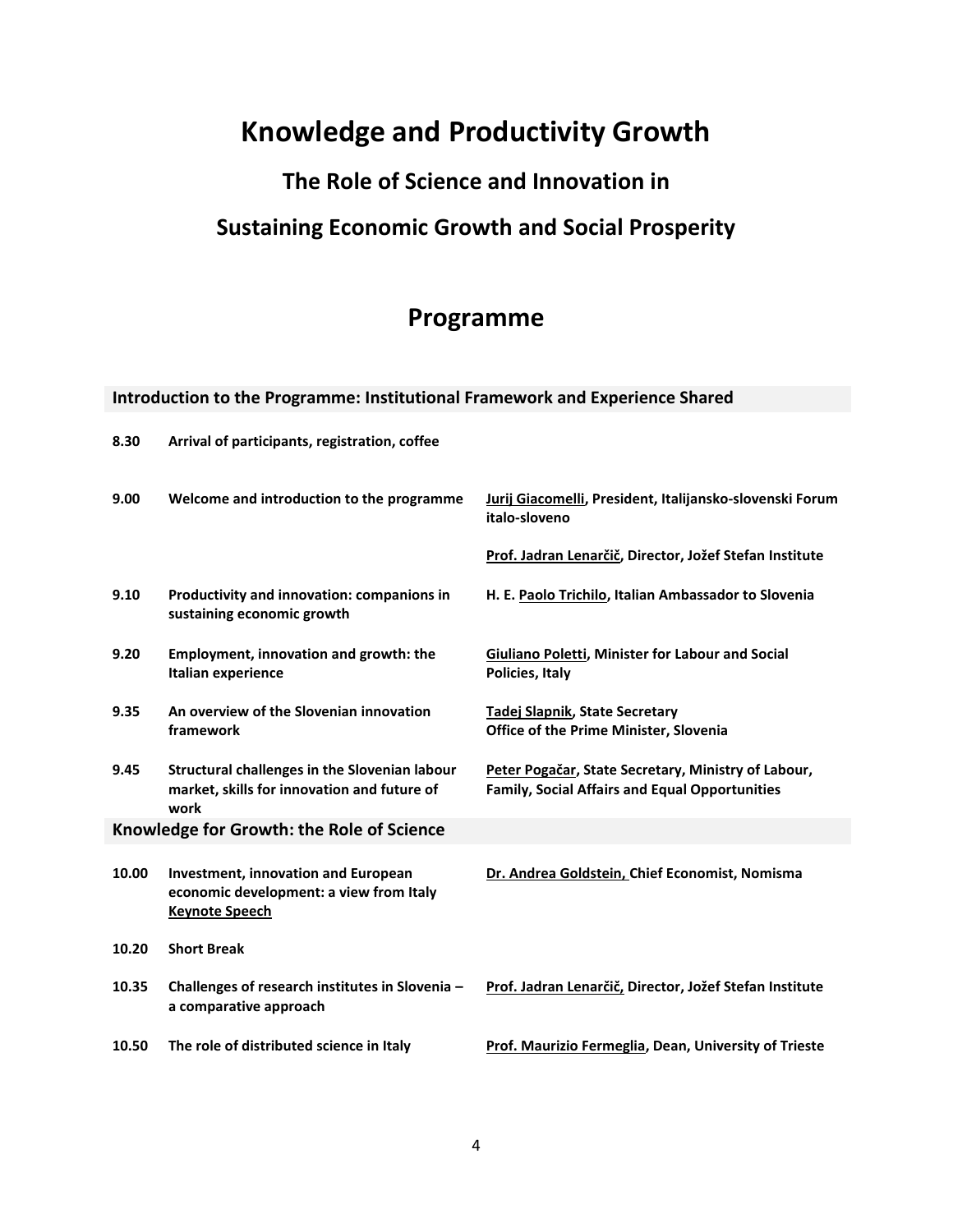# Knowledge and Productivity Growth

## The Role of Science and Innovation in

## Sustaining Economic Growth and Social Prosperity

## Programme

### Introduction to the Programme: Institutional Framework and Experience Shared

| | | |
|---|---|---|
| **8.30** | **Arrival of participants, registration, coffee** | |
| **9.00** | **Welcome and introduction to the programme** | **Jurij Giacomelli, President, Italijansko-slovenski Forum italo-sloveno**<br><br>**Prof. Jadran Lenarčič, Director, Jožef Stefan Institute** |
| **9.10** | **Productivity and innovation: companions in sustaining economic growth** | **H. E. Paolo Trichilo, Italian Ambassador to Slovenia** |
| **9.20** | **Employment, innovation and growth: the Italian experience** | **Giuliano Poletti, Minister for Labour and Social Policies, Italy** |
| **9.35** | **An overview of the Slovenian innovation framework** | **Tadej Slapnik, State Secretary Office of the Prime Minister, Slovenia** |
| **9.45** | **Structural challenges in the Slovenian labour market, skills for innovation and future of work** | **Peter Pogačar, State Secretary, Ministry of Labour, Family, Social Affairs and Equal Opportunities** |

### Knowledge for Growth: the Role of Science

| | | |
|---|---|---|
| **10.00** | **Investment, innovation and European economic development: a view from Italy**<br>**Keynote Speech** | **Dr. Andrea Goldstein, Chief Economist, Nomisma** |
| **10.20** | **Short Break** | |
| **10.35** | **Challenges of research institutes in Slovenia – a comparative approach** | **Prof. Jadran Lenarčič, Director, Jožef Stefan Institute** |
| **10.50** | **The role of distributed science in Italy** | **Prof. Maurizio Fermeglia, Dean, University of Trieste** |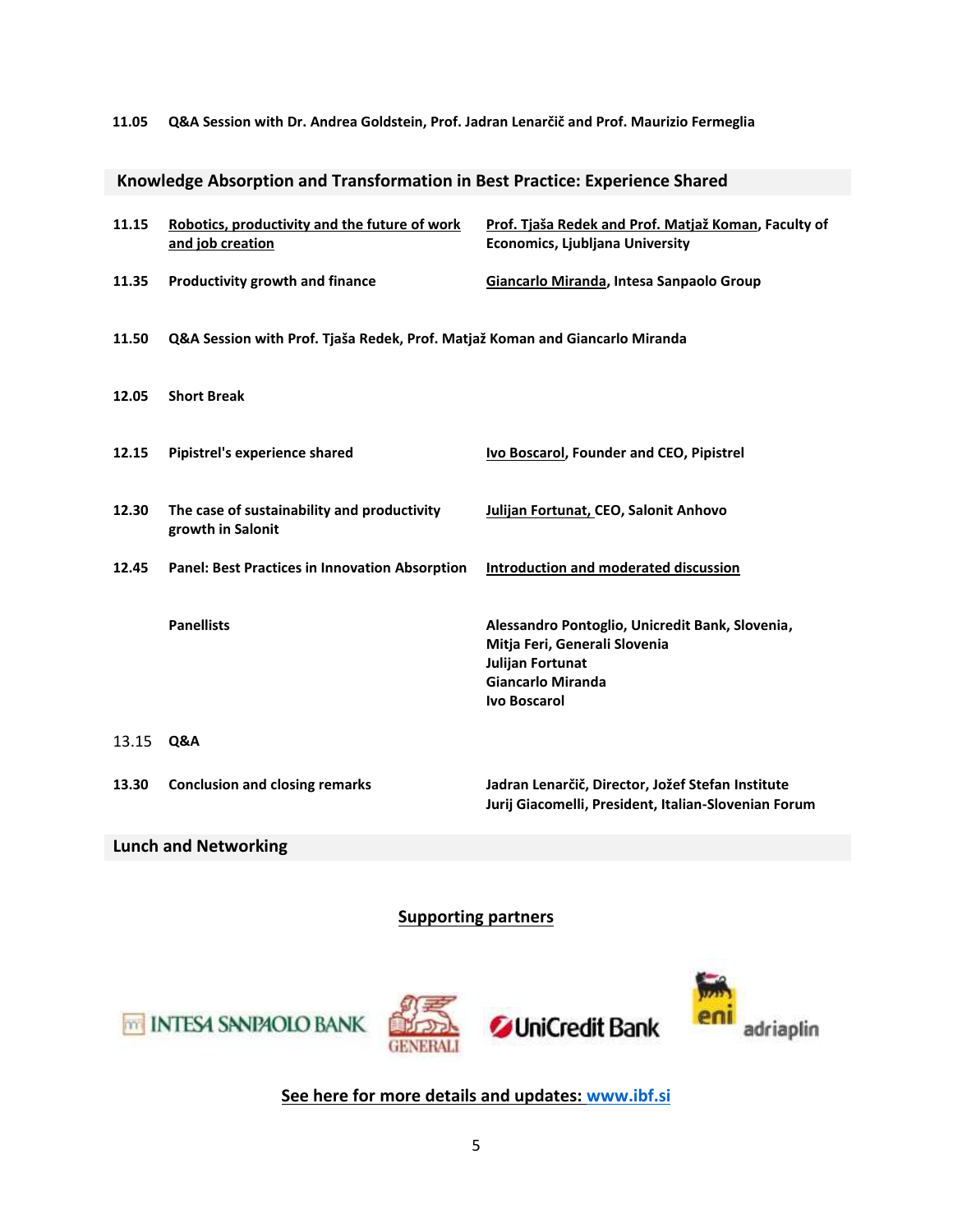**11.05 Q&A Session with Dr. Andrea Goldstein, Prof. Jadran Lenarčič and Prof. Maurizio Fermeglia**

## Knowledge Absorption and Transformation in Best Practice: Experience Shared

| | | |
|---|---|---|
| **11.15** | **Robotics, productivity and the future of work and job creation** | **Prof. Tjaša Redek and Prof. Matjaž Koman, Faculty of Economics, Ljubljana University** |
| **11.35** | **Productivity growth and finance** | **Giancarlo Miranda, Intesa Sanpaolo Group** |
| **11.50** | **Q&A Session with Prof. Tjaša Redek, Prof. Matjaž Koman and Giancarlo Miranda** | |
| **12.05** | **Short Break** | |
| **12.15** | **Pipistrel's experience shared** | **Ivo Boscarol, Founder and CEO, Pipistrel** |
| **12.30** | **The case of sustainability and productivity growth in Salonit** | **Julijan Fortunat, CEO, Salonit Anhovo** |
| **12.45** | **Panel: Best Practices in Innovation Absorption** | **Introduction and moderated discussion** |
| | **Panellists** | **Alessandro Pontoglio, Unicredit Bank, Slovenia, Mitja Feri, Generali Slovenia, Julijan Fortunat, Giancarlo Miranda, Ivo Boscarol** |
| 13.15 | **Q&A** | |
| **13.30** | **Conclusion and closing remarks** | **Jadran Lenarčič, Director, Jožef Stefan Institute; Jurij Giacomelli, President, Italian-Slovenian Forum** |

## Lunch and Networking

**Supporting partners**

INTESA SANPAOLO BANK, GENERALI, UniCredit Bank, eni adriaplin

**See here for more details and updates: www.ibf.si**